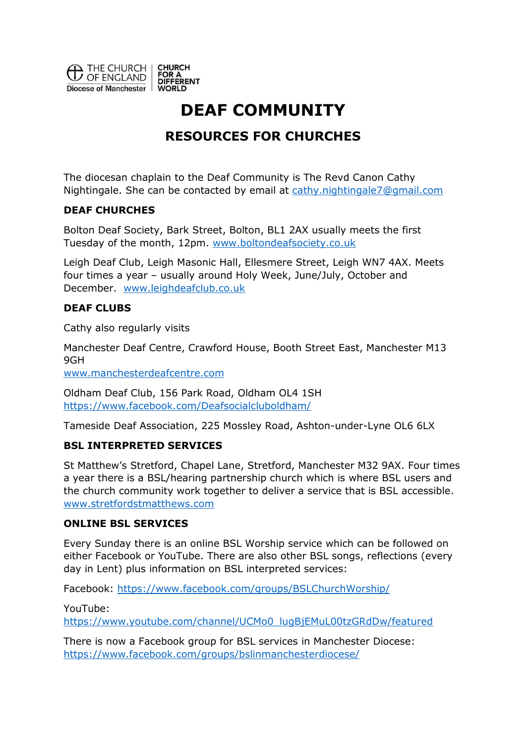THE CHURCH OF ENGLAND
Diocese of Manchester

CHURCH FOR A DIFFERENT WORLD

# DEAF COMMUNITY

## RESOURCES FOR CHURCHES

The diocesan chaplain to the Deaf Community is The Revd Canon Cathy Nightingale. She can be contacted by email at cathy.nightingale7@gmail.com

### DEAF CHURCHES

Bolton Deaf Society, Bark Street, Bolton, BL1 2AX usually meets the first Tuesday of the month, 12pm. www.boltondeafsociety.co.uk

Leigh Deaf Club, Leigh Masonic Hall, Ellesmere Street, Leigh WN7 4AX. Meets four times a year – usually around Holy Week, June/July, October and December. www.leighdeafclub.co.uk

### DEAF CLUBS

Cathy also regularly visits

Manchester Deaf Centre, Crawford House, Booth Street East, Manchester M13 9GH
www.manchesterdeafcentre.com

Oldham Deaf Club, 156 Park Road, Oldham OL4 1SH
https://www.facebook.com/Deafsocialcluboldham/

Tameside Deaf Association, 225 Mossley Road, Ashton-under-Lyne OL6 6LX

### BSL INTERPRETED SERVICES

St Matthew's Stretford, Chapel Lane, Stretford, Manchester M32 9AX. Four times a year there is a BSL/hearing partnership church which is where BSL users and the church community work together to deliver a service that is BSL accessible. www.stretfordstmatthews.com

### ONLINE BSL SERVICES

Every Sunday there is an online BSL Worship service which can be followed on either Facebook or YouTube. There are also other BSL songs, reflections (every day in Lent) plus information on BSL interpreted services:

Facebook: https://www.facebook.com/groups/BSLChurchWorship/

YouTube:
https://www.youtube.com/channel/UCMo0_lugBjEMuL00tzGRdDw/featured

There is now a Facebook group for BSL services in Manchester Diocese:
https://www.facebook.com/groups/bslinmanchesterdiocese/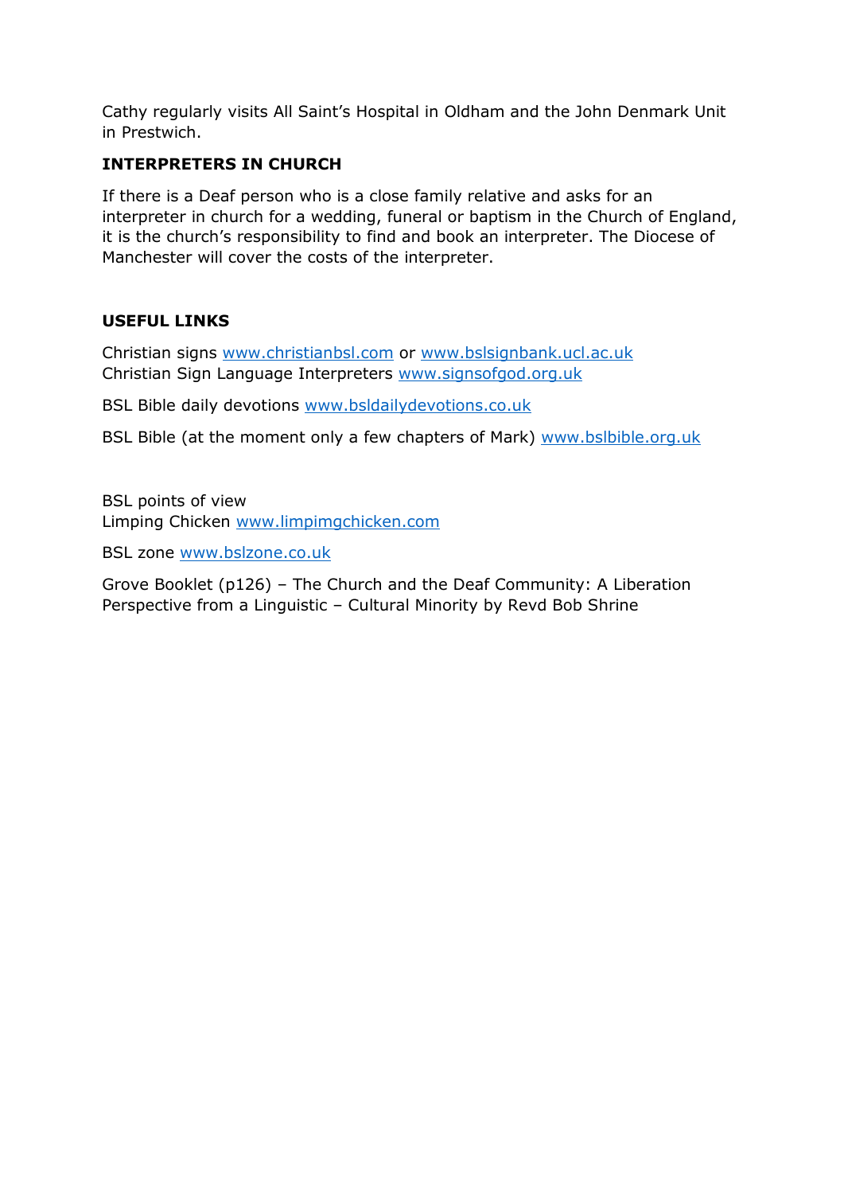Cathy regularly visits All Saint's Hospital in Oldham and the John Denmark Unit in Prestwich.

**INTERPRETERS IN CHURCH**

If there is a Deaf person who is a close family relative and asks for an interpreter in church for a wedding, funeral or baptism in the Church of England, it is the church's responsibility to find and book an interpreter. The Diocese of Manchester will cover the costs of the interpreter.

**USEFUL LINKS**

Christian signs www.christianbsl.com or www.bslsignbank.ucl.ac.uk
Christian Sign Language Interpreters www.signsofgod.org.uk

BSL Bible daily devotions www.bsldailydevotions.co.uk

BSL Bible (at the moment only a few chapters of Mark) www.bslbible.org.uk

BSL points of view
Limping Chicken www.limpimgchicken.com

BSL zone www.bslzone.co.uk

Grove Booklet (p126) – The Church and the Deaf Community: A Liberation Perspective from a Linguistic – Cultural Minority by Revd Bob Shrine